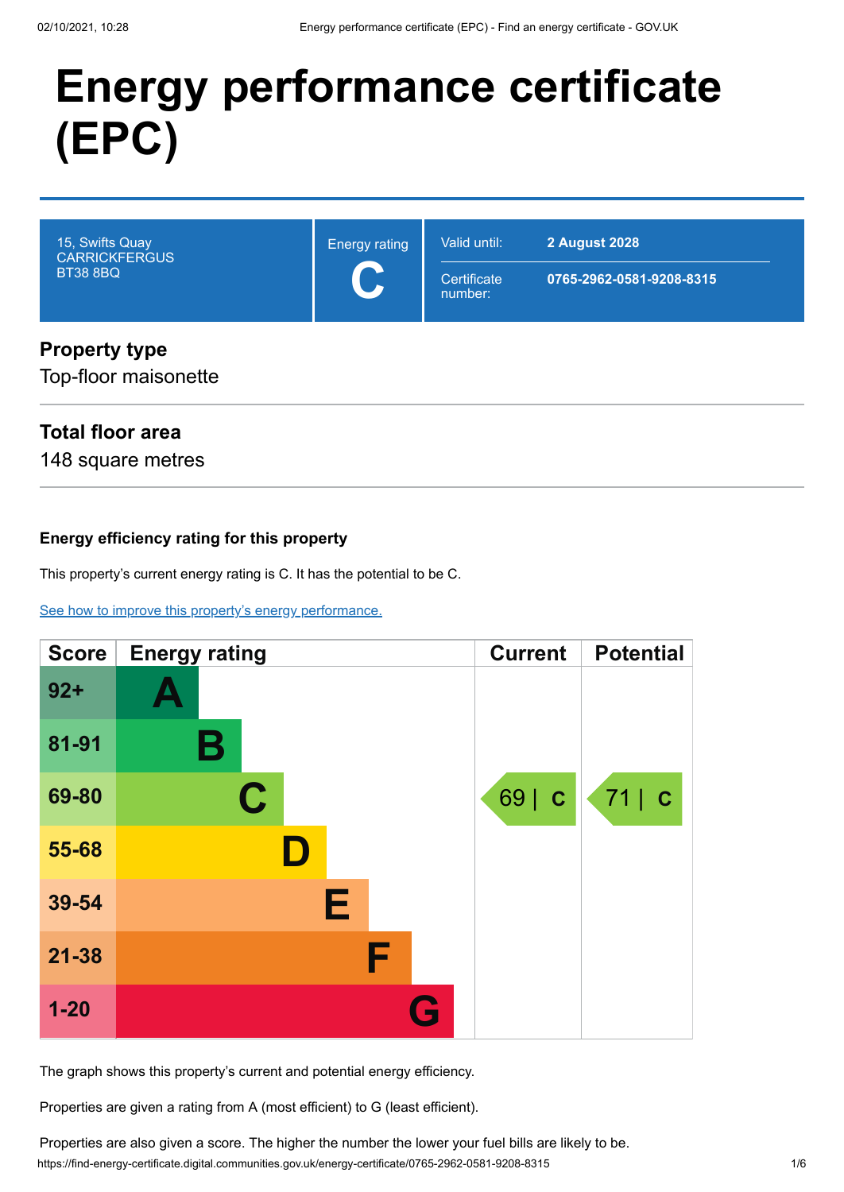# Energy performance certificate (EPC)

| 15, Swifts Quay<br>CARRICKFERGUS<br>BT38 8BQ | Energy rating<br>**C** | Valid until: **2 August 2028**<br>Certificate number: **0765-2962-0581-9208-8315** |
|---|---|---|

## Property type

Top-floor maisonette

## Total floor area

148 square metres

### Energy efficiency rating for this property

This property's current energy rating is C. It has the potential to be C.

See how to improve this property's energy performance.

| Score | Energy rating | Current | Potential |
|---|---|---|---|
| 92+ | A | | |
| 81-91 | B | | |
| 69-80 | C | 69 \| C | 71 \| C |
| 55-68 | D | | |
| 39-54 | E | | |
| 21-38 | F | | |
| 1-20 | G | | |

The graph shows this property's current and potential energy efficiency.

Properties are given a rating from A (most efficient) to G (least efficient).

Properties are also given a score. The higher the number the lower your fuel bills are likely to be.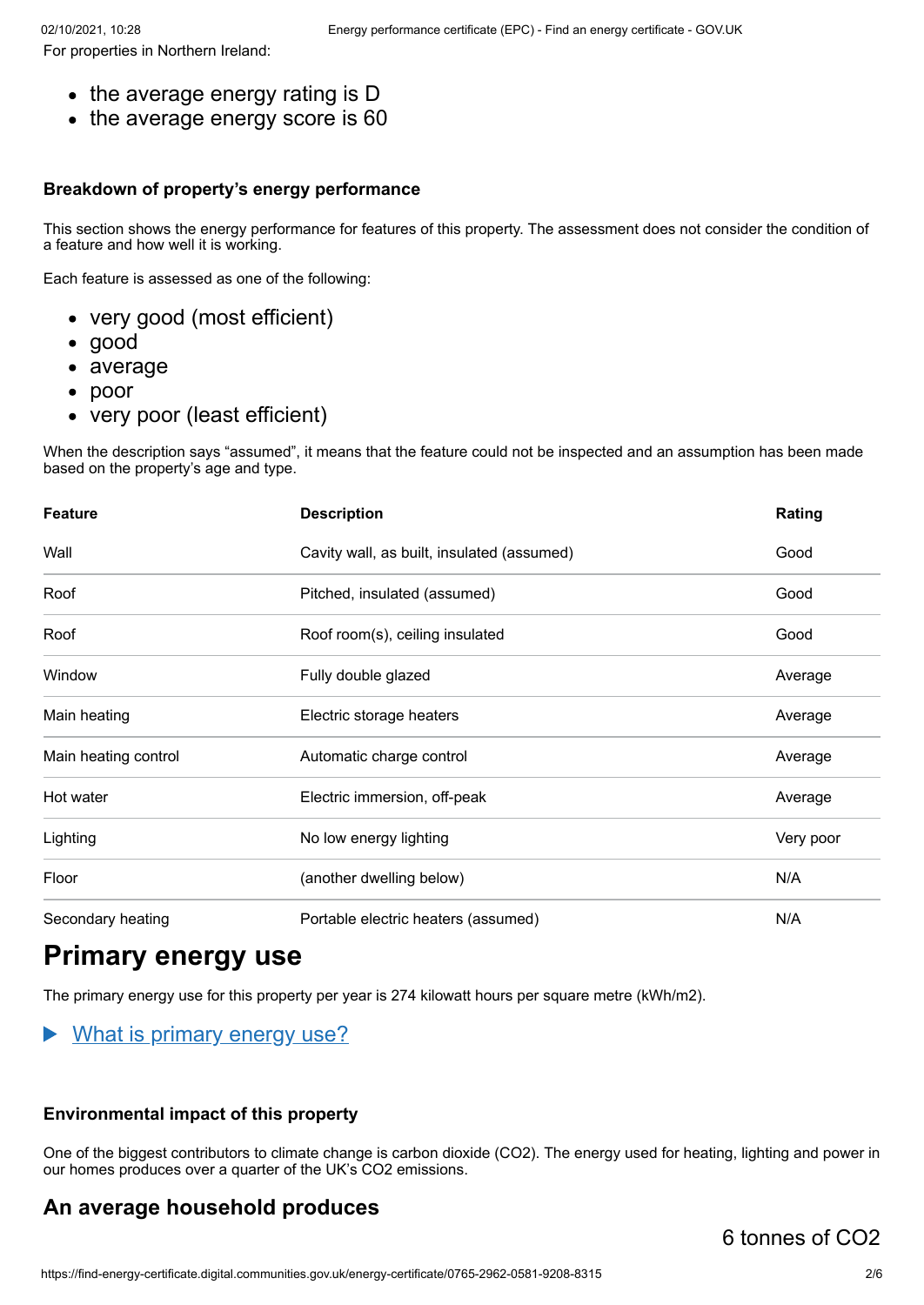For properties in Northern Ireland:

- the average energy rating is D
- the average energy score is 60

### Breakdown of property's energy performance

This section shows the energy performance for features of this property. The assessment does not consider the condition of a feature and how well it is working.

Each feature is assessed as one of the following:

- very good (most efficient)
- good
- average
- poor
- very poor (least efficient)

When the description says "assumed", it means that the feature could not be inspected and an assumption has been made based on the property's age and type.

| Feature | Description | Rating |
|---|---|---|
| Wall | Cavity wall, as built, insulated (assumed) | Good |
| Roof | Pitched, insulated (assumed) | Good |
| Roof | Roof room(s), ceiling insulated | Good |
| Window | Fully double glazed | Average |
| Main heating | Electric storage heaters | Average |
| Main heating control | Automatic charge control | Average |
| Hot water | Electric immersion, off-peak | Average |
| Lighting | No low energy lighting | Very poor |
| Floor | (another dwelling below) | N/A |
| Secondary heating | Portable electric heaters (assumed) | N/A |

## Primary energy use

The primary energy use for this property per year is 274 kilowatt hours per square metre (kWh/m2).

▶ What is primary energy use?

### Environmental impact of this property

One of the biggest contributors to climate change is carbon dioxide ($CO_2$). The energy used for heating, lighting and power in our homes produces over a quarter of the UK's $CO_2$ emissions.

## An average household produces

6 tonnes of $CO_2$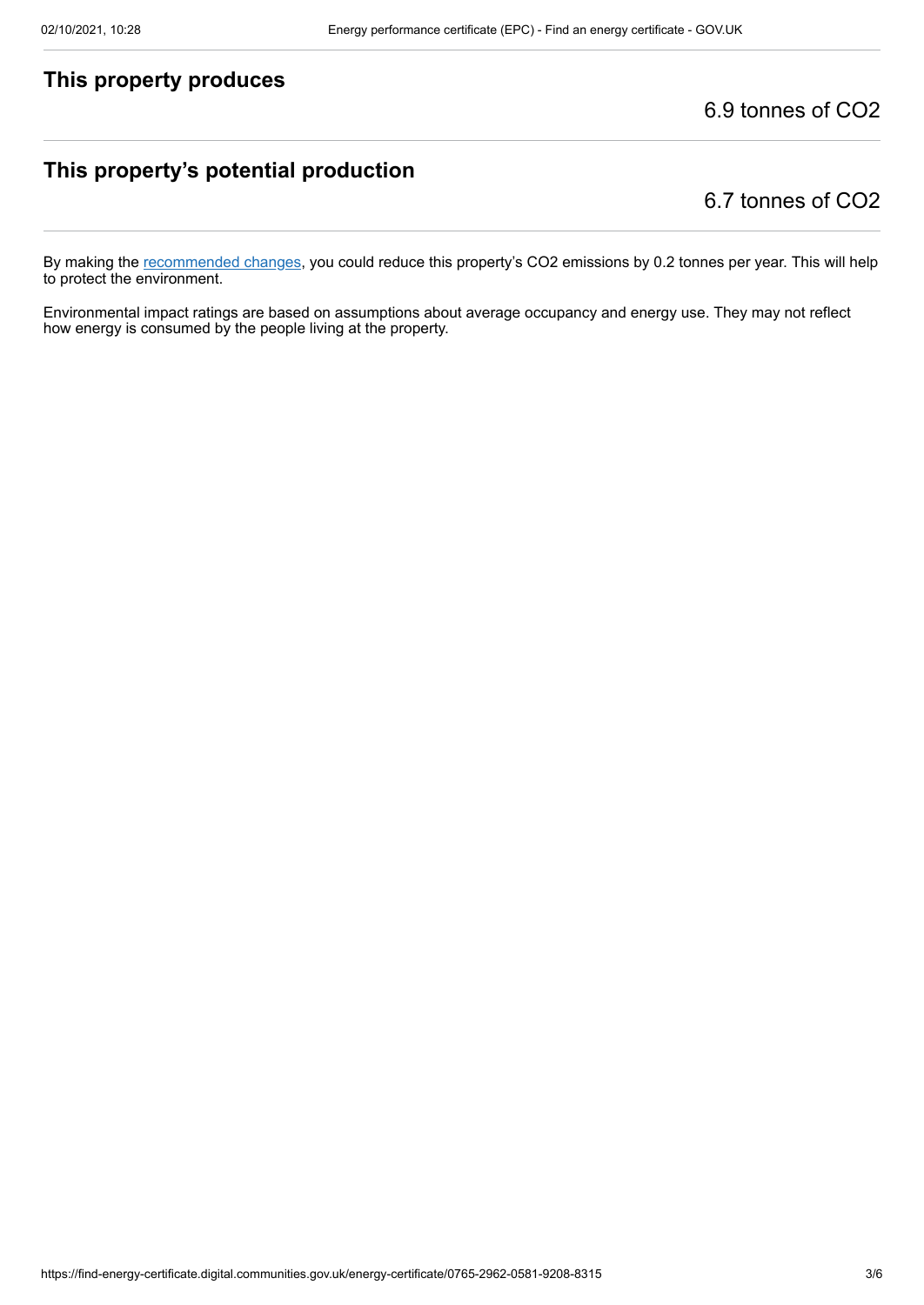## This property produces

6.9 tonnes of $CO_2$

## This property's potential production

6.7 tonnes of $CO_2$

By making the recommended changes, you could reduce this property's $CO_2$ emissions by 0.2 tonnes per year. This will help to protect the environment.

Environmental impact ratings are based on assumptions about average occupancy and energy use. They may not reflect how energy is consumed by the people living at the property.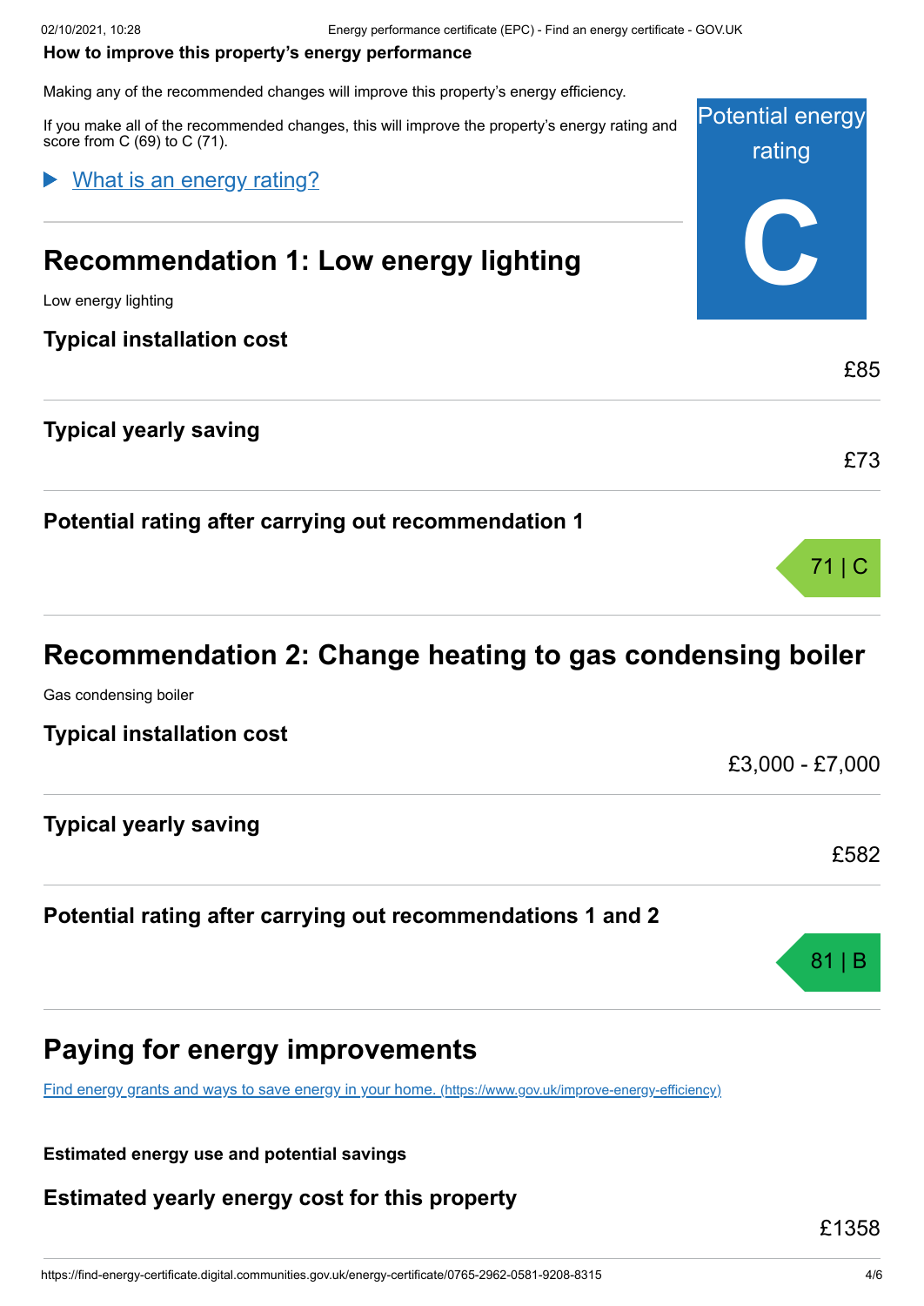**How to improve this property's energy performance**

Making any of the recommended changes will improve this property's energy efficiency.

If you make all of the recommended changes, this will improve the property's energy rating and score from C (69) to C (71).

Potential energy rating

**C**

What is an energy rating?

## Recommendation 1: Low energy lighting

Low energy lighting

### Typical installation cost

£85

### Typical yearly saving

£73

### Potential rating after carrying out recommendation 1

71 | C

## Recommendation 2: Change heating to gas condensing boiler

Gas condensing boiler

### Typical installation cost

£3,000 - £7,000

### Typical yearly saving

£582

### Potential rating after carrying out recommendations 1 and 2

81 | B

## Paying for energy improvements

Find energy grants and ways to save energy in your home. (https://www.gov.uk/improve-energy-efficiency)

**Estimated energy use and potential savings**

### Estimated yearly energy cost for this property

£1358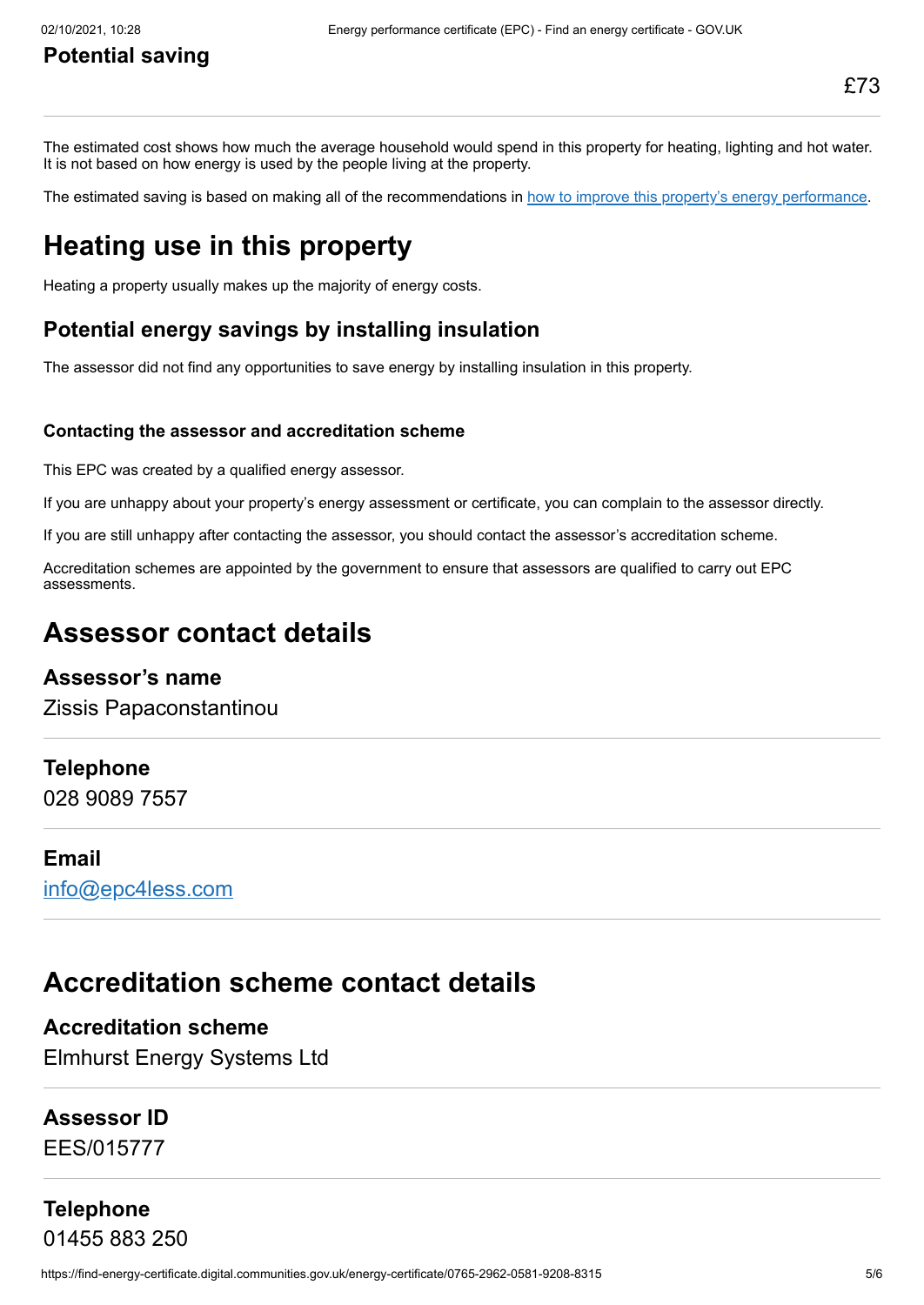**Potential saving** £73

The estimated cost shows how much the average household would spend in this property for heating, lighting and hot water. It is not based on how energy is used by the people living at the property.

The estimated saving is based on making all of the recommendations in how to improve this property's energy performance.

# Heating use in this property

Heating a property usually makes up the majority of energy costs.

## Potential energy savings by installing insulation

The assessor did not find any opportunities to save energy by installing insulation in this property.

#### Contacting the assessor and accreditation scheme

This EPC was created by a qualified energy assessor.

If you are unhappy about your property's energy assessment or certificate, you can complain to the assessor directly.

If you are still unhappy after contacting the assessor, you should contact the assessor's accreditation scheme.

Accreditation schemes are appointed by the government to ensure that assessors are qualified to carry out EPC assessments.

# Assessor contact details

### Assessor's name

Zissis Papaconstantinou

### Telephone

028 9089 7557

### Email

info@epc4less.com

# Accreditation scheme contact details

### Accreditation scheme

Elmhurst Energy Systems Ltd

### Assessor ID

EES/015777

### Telephone

01455 883 250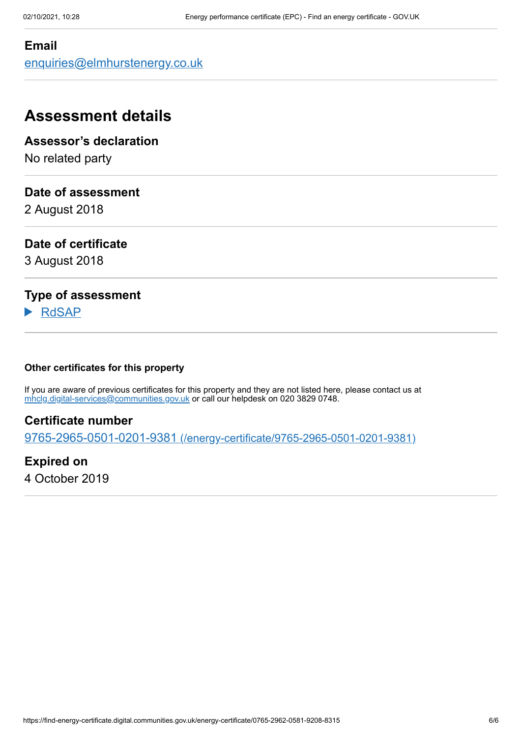**Email**

enquiries@elmhurstenergy.co.uk

## Assessment details

**Assessor's declaration**

No related party

**Date of assessment**

2 August 2018

**Date of certificate**

3 August 2018

**Type of assessment**

▶ RdSAP

### Other certificates for this property

If you are aware of previous certificates for this property and they are not listed here, please contact us at mhclg.digital-services@communities.gov.uk or call our helpdesk on 020 3829 0748.

**Certificate number**

9765-2965-0501-0201-9381 (/energy-certificate/9765-2965-0501-0201-9381)

**Expired on**

4 October 2019